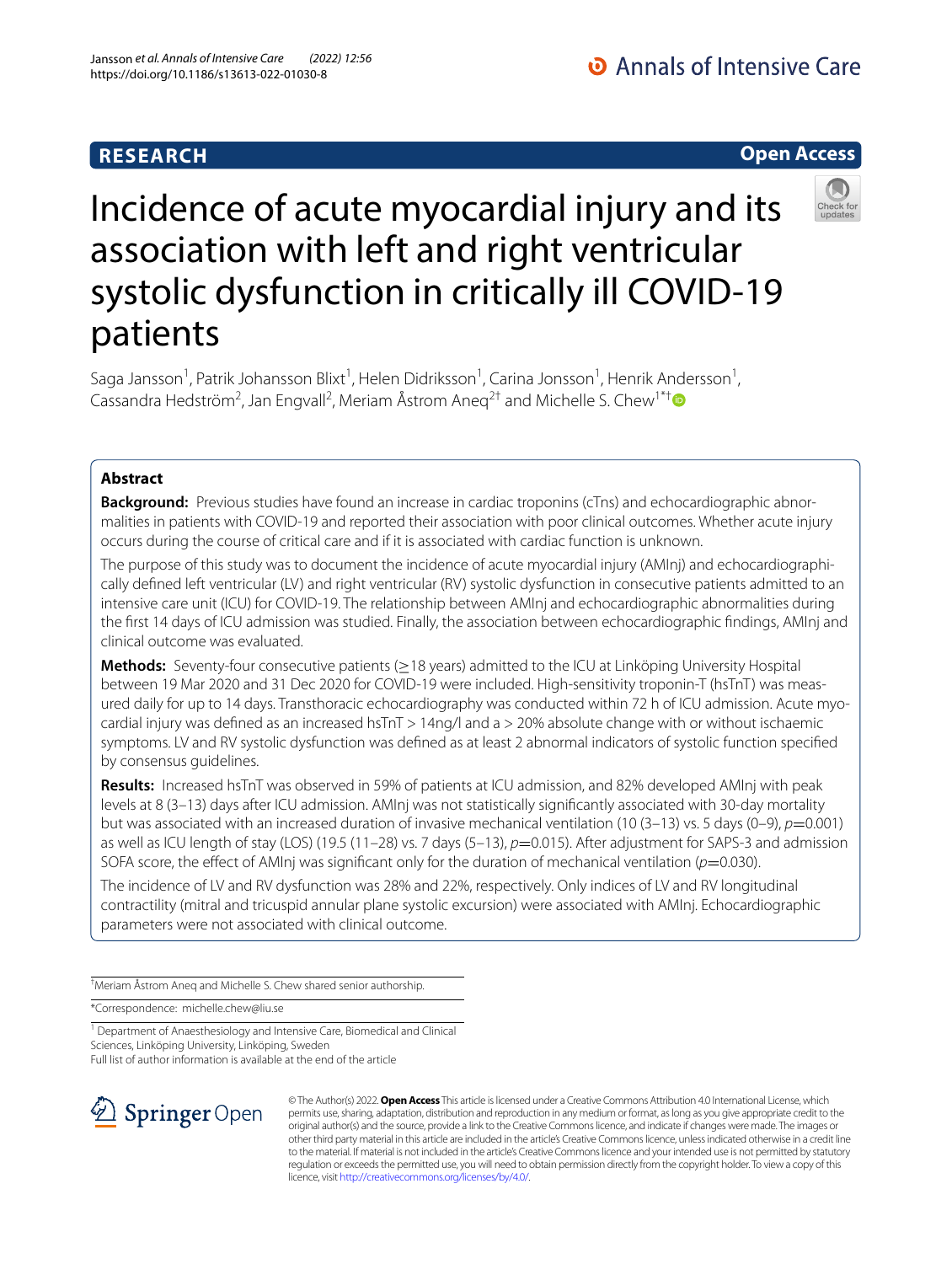RESEARCH

Open Access

# Incidence of acute myocardial injury and its association with left and right ventricular systolic dysfunction in critically ill COVID-19 patients

Saga Jansson[1], Patrik Johansson Blixt[1], Helen Didriksson[1], Carina Jonsson[1], Henrik Andersson[1], Cassandra Hedström[2], Jan Engvall[2], Meriam Åstrom Aneq[2†] and Michelle S. Chew[1*†]

## Abstract

**Background:** Previous studies have found an increase in cardiac troponins (cTns) and echocardiographic abnormalities in patients with COVID-19 and reported their association with poor clinical outcomes. Whether acute injury occurs during the course of critical care and if it is associated with cardiac function is unknown.

The purpose of this study was to document the incidence of acute myocardial injury (AMInj) and echocardiographically defined left ventricular (LV) and right ventricular (RV) systolic dysfunction in consecutive patients admitted to an intensive care unit (ICU) for COVID-19. The relationship between AMInj and echocardiographic abnormalities during the first 14 days of ICU admission was studied. Finally, the association between echocardiographic findings, AMInj and clinical outcome was evaluated.

**Methods:** Seventy-four consecutive patients (≥18 years) admitted to the ICU at Linköping University Hospital between 19 Mar 2020 and 31 Dec 2020 for COVID-19 were included. High-sensitivity troponin-T (hsTnT) was measured daily for up to 14 days. Transthoracic echocardiography was conducted within 72 h of ICU admission. Acute myocardial injury was defined as an increased hsTnT > 14ng/l and a > 20% absolute change with or without ischaemic symptoms. LV and RV systolic dysfunction was defined as at least 2 abnormal indicators of systolic function specified by consensus guidelines.

**Results:** Increased hsTnT was observed in 59% of patients at ICU admission, and 82% developed AMInj with peak levels at 8 (3–13) days after ICU admission. AMInj was not statistically significantly associated with 30-day mortality but was associated with an increased duration of invasive mechanical ventilation (10 (3–13) vs. 5 days (0–9), $p=0.001$) as well as ICU length of stay (LOS) (19.5 (11–28) vs. 7 days (5–13), $p=0.015$). After adjustment for SAPS-3 and admission SOFA score, the effect of AMInj was significant only for the duration of mechanical ventilation ($p=0.030$).

The incidence of LV and RV dysfunction was 28% and 22%, respectively. Only indices of LV and RV longitudinal contractility (mitral and tricuspid annular plane systolic excursion) were associated with AMInj. Echocardiographic parameters were not associated with clinical outcome.

†Meriam Åstrom Aneq and Michelle S. Chew shared senior authorship.

*Correspondence: michelle.chew@liu.se

[1] Department of Anaesthesiology and Intensive Care, Biomedical and Clinical Sciences, Linköping University, Linköping, Sweden

Full list of author information is available at the end of the article

© The Author(s) 2022. **Open Access** This article is licensed under a Creative Commons Attribution 4.0 International License, which permits use, sharing, adaptation, distribution and reproduction in any medium or format, as long as you give appropriate credit to the original author(s) and the source, provide a link to the Creative Commons licence, and indicate if changes were made. The images or other third party material in this article are included in the article's Creative Commons licence, unless indicated otherwise in a credit line to the material. If material is not included in the article's Creative Commons licence and your intended use is not permitted by statutory regulation or exceeds the permitted use, you will need to obtain permission directly from the copyright holder. To view a copy of this licence, visit http://creativecommons.org/licenses/by/4.0/.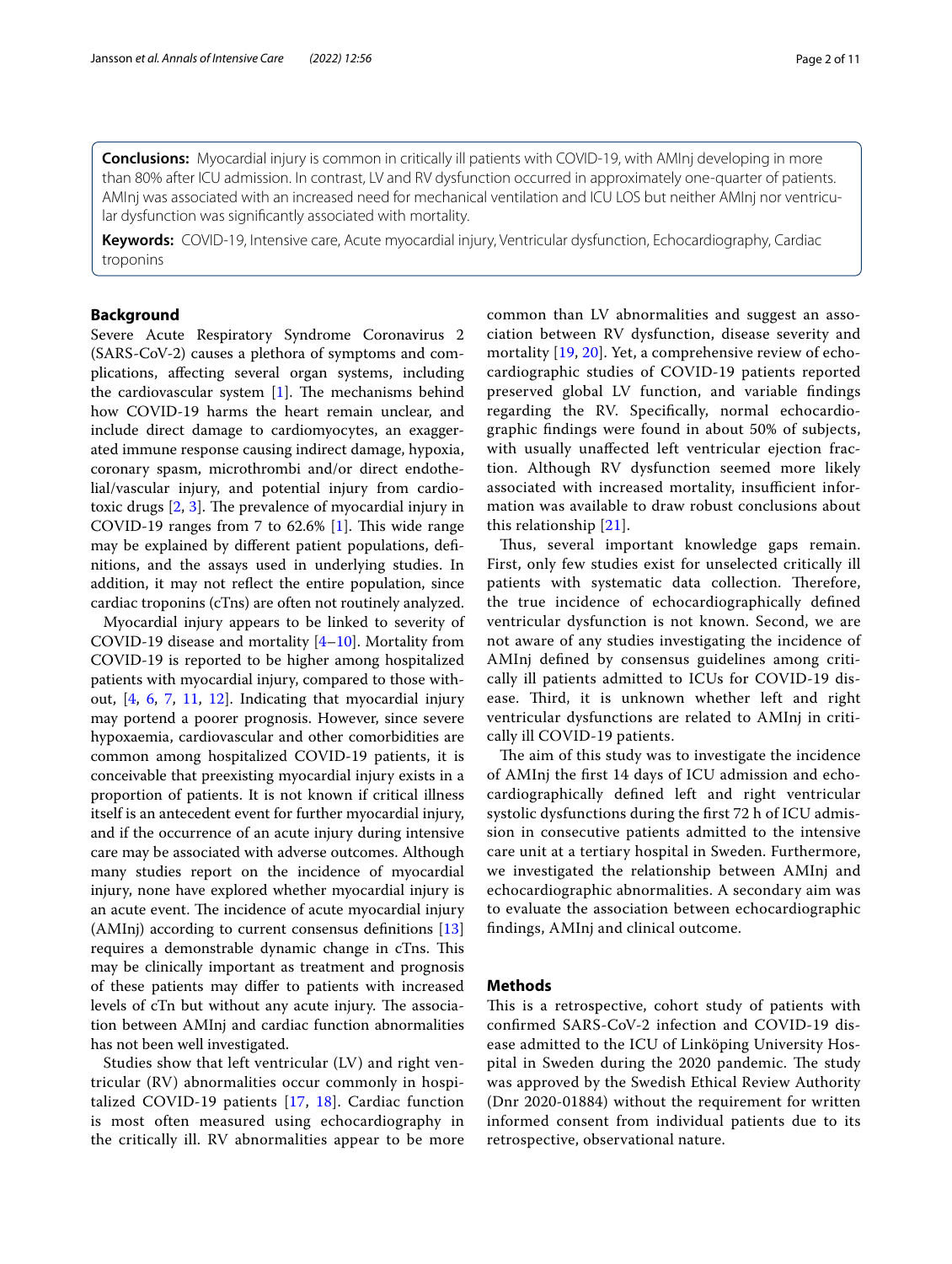**Conclusions:** Myocardial injury is common in critically ill patients with COVID-19, with AMInj developing in more than 80% after ICU admission. In contrast, LV and RV dysfunction occurred in approximately one-quarter of patients. AMInj was associated with an increased need for mechanical ventilation and ICU LOS but neither AMInj nor ventricular dysfunction was significantly associated with mortality.

**Keywords:** COVID-19, Intensive care, Acute myocardial injury, Ventricular dysfunction, Echocardiography, Cardiac troponins

## Background

Severe Acute Respiratory Syndrome Coronavirus 2 (SARS-CoV-2) causes a plethora of symptoms and complications, affecting several organ systems, including the cardiovascular system [1]. The mechanisms behind how COVID-19 harms the heart remain unclear, and include direct damage to cardiomyocytes, an exaggerated immune response causing indirect damage, hypoxia, coronary spasm, microthrombi and/or direct endothelial/vascular injury, and potential injury from cardiotoxic drugs [2, 3]. The prevalence of myocardial injury in COVID-19 ranges from 7 to 62.6% [1]. This wide range may be explained by different patient populations, definitions, and the assays used in underlying studies. In addition, it may not reflect the entire population, since cardiac troponins (cTns) are often not routinely analyzed.

Myocardial injury appears to be linked to severity of COVID-19 disease and mortality [4–10]. Mortality from COVID-19 is reported to be higher among hospitalized patients with myocardial injury, compared to those without, [4, 6, 7, 11, 12]. Indicating that myocardial injury may portend a poorer prognosis. However, since severe hypoxaemia, cardiovascular and other comorbidities are common among hospitalized COVID-19 patients, it is conceivable that preexisting myocardial injury exists in a proportion of patients. It is not known if critical illness itself is an antecedent event for further myocardial injury, and if the occurrence of an acute injury during intensive care may be associated with adverse outcomes. Although many studies report on the incidence of myocardial injury, none have explored whether myocardial injury is an acute event. The incidence of acute myocardial injury (AMInj) according to current consensus definitions [13] requires a demonstrable dynamic change in cTns. This may be clinically important as treatment and prognosis of these patients may differ to patients with increased levels of cTn but without any acute injury. The association between AMInj and cardiac function abnormalities has not been well investigated.

Studies show that left ventricular (LV) and right ventricular (RV) abnormalities occur commonly in hospitalized COVID-19 patients [17, 18]. Cardiac function is most often measured using echocardiography in the critically ill. RV abnormalities appear to be more common than LV abnormalities and suggest an association between RV dysfunction, disease severity and mortality [19, 20]. Yet, a comprehensive review of echocardiographic studies of COVID-19 patients reported preserved global LV function, and variable findings regarding the RV. Specifically, normal echocardiographic findings were found in about 50% of subjects, with usually unaffected left ventricular ejection fraction. Although RV dysfunction seemed more likely associated with increased mortality, insufficient information was available to draw robust conclusions about this relationship [21].

Thus, several important knowledge gaps remain. First, only few studies exist for unselected critically ill patients with systematic data collection. Therefore, the true incidence of echocardiographically defined ventricular dysfunction is not known. Second, we are not aware of any studies investigating the incidence of AMInj defined by consensus guidelines among critically ill patients admitted to ICUs for COVID-19 disease. Third, it is unknown whether left and right ventricular dysfunctions are related to AMInj in critically ill COVID-19 patients.

The aim of this study was to investigate the incidence of AMInj the first 14 days of ICU admission and echocardiographically defined left and right ventricular systolic dysfunctions during the first 72 h of ICU admission in consecutive patients admitted to the intensive care unit at a tertiary hospital in Sweden. Furthermore, we investigated the relationship between AMInj and echocardiographic abnormalities. A secondary aim was to evaluate the association between echocardiographic findings, AMInj and clinical outcome.

## Methods

This is a retrospective, cohort study of patients with confirmed SARS-CoV-2 infection and COVID-19 disease admitted to the ICU of Linköping University Hospital in Sweden during the 2020 pandemic. The study was approved by the Swedish Ethical Review Authority (Dnr 2020-01884) without the requirement for written informed consent from individual patients due to its retrospective, observational nature.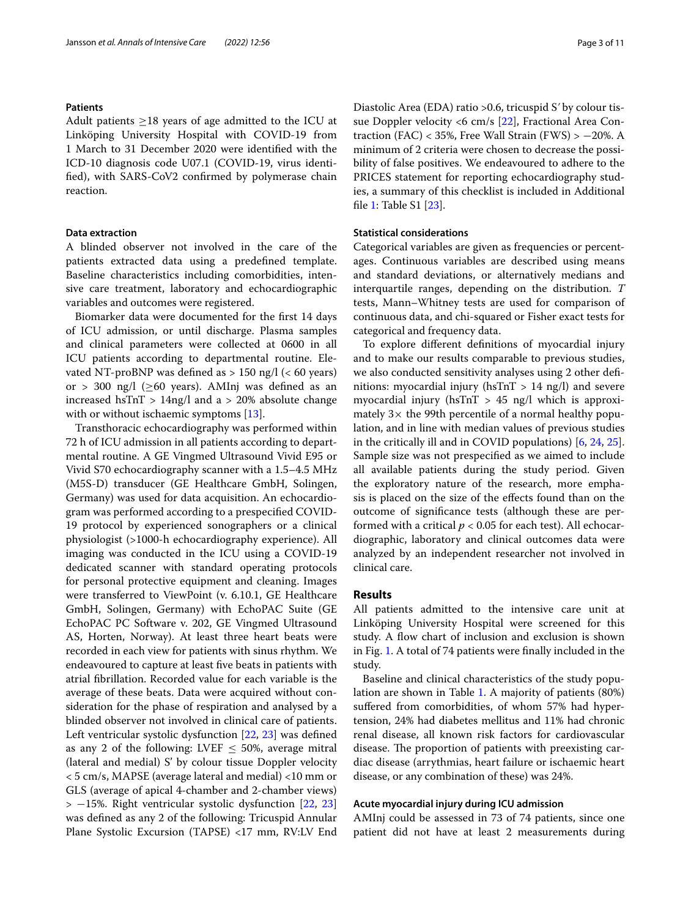### Patients

Adult patients ≥18 years of age admitted to the ICU at Linköping University Hospital with COVID-19 from 1 March to 31 December 2020 were identified with the ICD-10 diagnosis code U07.1 (COVID-19, virus identified), with SARS-CoV2 confirmed by polymerase chain reaction.

### Data extraction

A blinded observer not involved in the care of the patients extracted data using a predefined template. Baseline characteristics including comorbidities, intensive care treatment, laboratory and echocardiographic variables and outcomes were registered.

Biomarker data were documented for the first 14 days of ICU admission, or until discharge. Plasma samples and clinical parameters were collected at 0600 in all ICU patients according to departmental routine. Elevated NT-proBNP was defined as > 150 ng/l (< 60 years) or > 300 ng/l (≥60 years). AMInj was defined as an increased hsTnT > 14ng/l and a > 20% absolute change with or without ischaemic symptoms [13].

Transthoracic echocardiography was performed within 72 h of ICU admission in all patients according to departmental routine. A GE Vingmed Ultrasound Vivid E95 or Vivid S70 echocardiography scanner with a 1.5–4.5 MHz (M5S-D) transducer (GE Healthcare GmbH, Solingen, Germany) was used for data acquisition. An echocardiogram was performed according to a prespecified COVID-19 protocol by experienced sonographers or a clinical physiologist (>1000-h echocardiography experience). All imaging was conducted in the ICU using a COVID-19 dedicated scanner with standard operating protocols for personal protective equipment and cleaning. Images were transferred to ViewPoint (v. 6.10.1, GE Healthcare GmbH, Solingen, Germany) with EchoPAC Suite (GE EchoPAC PC Software v. 202, GE Vingmed Ultrasound AS, Horten, Norway). At least three heart beats were recorded in each view for patients with sinus rhythm. We endeavoured to capture at least five beats in patients with atrial fibrillation. Recorded value for each variable is the average of these beats. Data were acquired without consideration for the phase of respiration and analysed by a blinded observer not involved in clinical care of patients. Left ventricular systolic dysfunction [22, 23] was defined as any 2 of the following: LVEF ≤ 50%, average mitral (lateral and medial) S' by colour tissue Doppler velocity < 5 cm/s, MAPSE (average lateral and medial) <10 mm or GLS (average of apical 4-chamber and 2-chamber views) > −15%. Right ventricular systolic dysfunction [22, 23] was defined as any 2 of the following: Tricuspid Annular Plane Systolic Excursion (TAPSE) <17 mm, RV:LV End Diastolic Area (EDA) ratio >0.6, tricuspid S′ by colour tissue Doppler velocity <6 cm/s [22], Fractional Area Contraction (FAC) < 35%, Free Wall Strain (FWS) > −20%. A minimum of 2 criteria were chosen to decrease the possibility of false positives. We endeavoured to adhere to the PRICES statement for reporting echocardiography studies, a summary of this checklist is included in Additional file 1: Table S1 [23].

### Statistical considerations

Categorical variables are given as frequencies or percentages. Continuous variables are described using means and standard deviations, or alternatively medians and interquartile ranges, depending on the distribution. *T* tests, Mann–Whitney tests are used for comparison of continuous data, and chi-squared or Fisher exact tests for categorical and frequency data.

To explore different definitions of myocardial injury and to make our results comparable to previous studies, we also conducted sensitivity analyses using 2 other definitions: myocardial injury (hsTnT > 14 ng/l) and severe myocardial injury (hsTnT > 45 ng/l which is approximately 3× the 99th percentile of a normal healthy population, and in line with median values of previous studies in the critically ill and in COVID populations) [6, 24, 25]. Sample size was not prespecified as we aimed to include all available patients during the study period. Given the exploratory nature of the research, more emphasis is placed on the size of the effects found than on the outcome of significance tests (although these are performed with a critical $p < 0.05$ for each test). All echocardiographic, laboratory and clinical outcomes data were analyzed by an independent researcher not involved in clinical care.

## Results

All patients admitted to the intensive care unit at Linköping University Hospital were screened for this study. A flow chart of inclusion and exclusion is shown in Fig. 1. A total of 74 patients were finally included in the study.

Baseline and clinical characteristics of the study population are shown in Table 1. A majority of patients (80%) suffered from comorbidities, of whom 57% had hypertension, 24% had diabetes mellitus and 11% had chronic renal disease, all known risk factors for cardiovascular disease. The proportion of patients with preexisting cardiac disease (arrythmias, heart failure or ischaemic heart disease, or any combination of these) was 24%.

### Acute myocardial injury during ICU admission

AMInj could be assessed in 73 of 74 patients, since one patient did not have at least 2 measurements during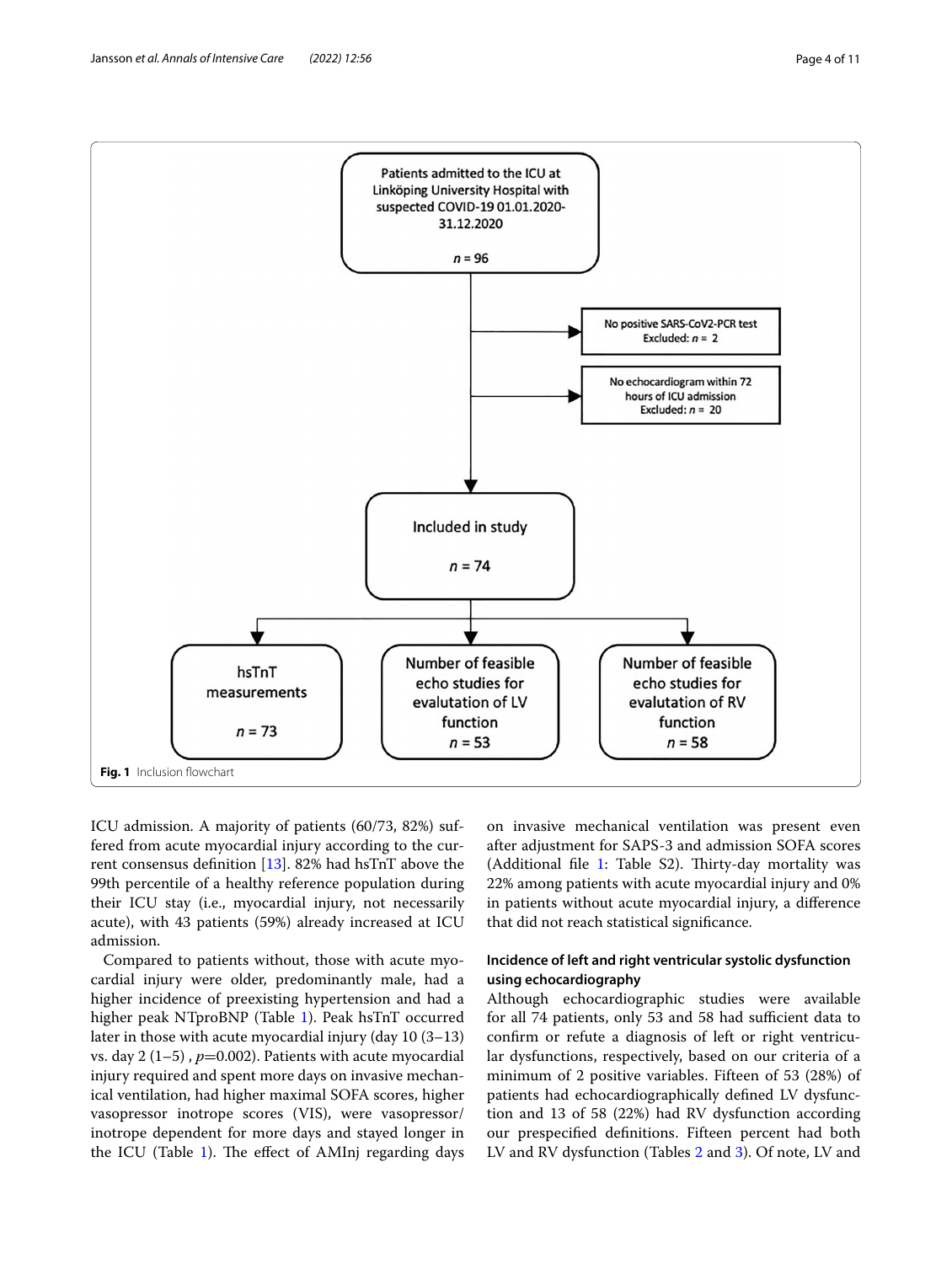Patients admitted to the ICU at Linköping University Hospital with suspected COVID-19 01.01.2020-31.12.2020

*n* = 96

No positive SARS-CoV2-PCR test Excluded: *n* = 2

No echocardiogram within 72 hours of ICU admission Excluded: *n* = 20

Included in study

*n* = 74

hsTnT measurements

*n* = 73

Number of feasible echo studies for evalutation of LV function *n* = 53

Number of feasible echo studies for evalutation of RV function *n* = 58

**Fig. 1** Inclusion flowchart

ICU admission. A majority of patients (60/73, 82%) suffered from acute myocardial injury according to the current consensus definition [13]. 82% had hsTnT above the 99th percentile of a healthy reference population during their ICU stay (i.e., myocardial injury, not necessarily acute), with 43 patients (59%) already increased at ICU admission.

Compared to patients without, those with acute myocardial injury were older, predominantly male, had a higher incidence of preexisting hypertension and had a higher peak NTproBNP (Table 1). Peak hsTnT occurred later in those with acute myocardial injury (day 10 (3–13) vs. day 2 (1–5) , $p$=0.002). Patients with acute myocardial injury required and spent more days on invasive mechanical ventilation, had higher maximal SOFA scores, higher vasopressor inotrope scores (VIS), were vasopressor/inotrope dependent for more days and stayed longer in the ICU (Table 1). The effect of AMInj regarding days on invasive mechanical ventilation was present even after adjustment for SAPS-3 and admission SOFA scores (Additional file 1: Table S2). Thirty-day mortality was 22% among patients with acute myocardial injury and 0% in patients without acute myocardial injury, a difference that did not reach statistical significance.

### Incidence of left and right ventricular systolic dysfunction using echocardiography

Although echocardiographic studies were available for all 74 patients, only 53 and 58 had sufficient data to confirm or refute a diagnosis of left or right ventricular dysfunctions, respectively, based on our criteria of a minimum of 2 positive variables. Fifteen of 53 (28%) of patients had echocardiographically defined LV dysfunction and 13 of 58 (22%) had RV dysfunction according our prespecified definitions. Fifteen percent had both LV and RV dysfunction (Tables 2 and 3). Of note, LV and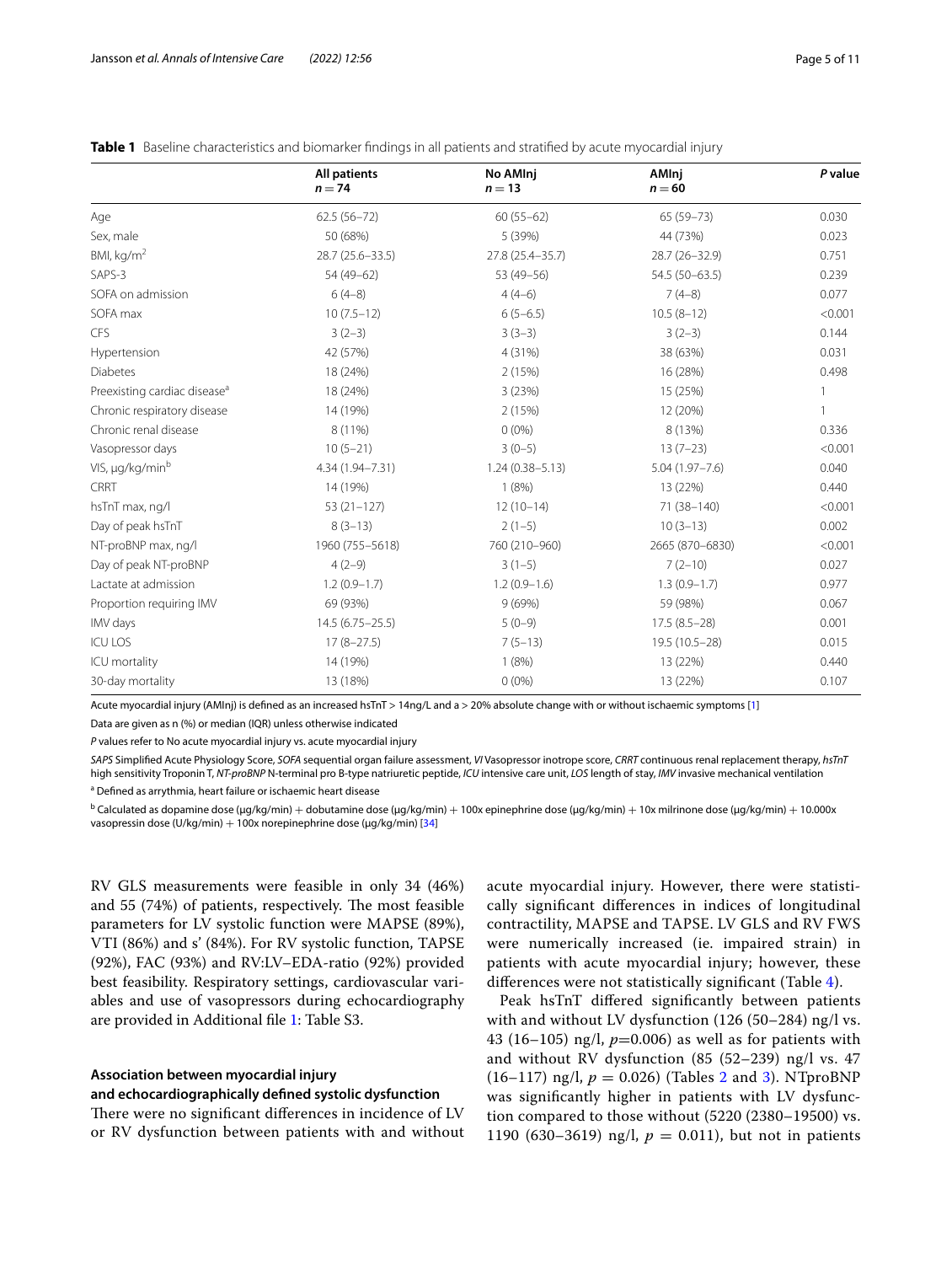**Table 1** Baseline characteristics and biomarker findings in all patients and stratified by acute myocardial injury

| | All patients<br>n = 74 | No AMInj<br>n = 13 | AMInj<br>n = 60 | P value |
|---|---|---|---|---|
| Age | 62.5 (56–72) | 60 (55–62) | 65 (59–73) | 0.030 |
| Sex, male | 50 (68%) | 5 (39%) | 44 (73%) | 0.023 |
| BMI, kg/m$^2$ | 28.7 (25.6–33.5) | 27.8 (25.4–35.7) | 28.7 (26–32.9) | 0.751 |
| SAPS-3 | 54 (49–62) | 53 (49–56) | 54.5 (50–63.5) | 0.239 |
| SOFA on admission | 6 (4–8) | 4 (4–6) | 7 (4–8) | 0.077 |
| SOFA max | 10 (7.5–12) | 6 (5–6.5) | 10.5 (8–12) | <0.001 |
| CFS | 3 (2–3) | 3 (3–3) | 3 (2–3) | 0.144 |
| Hypertension | 42 (57%) | 4 (31%) | 38 (63%) | 0.031 |
| Diabetes | 18 (24%) | 2 (15%) | 16 (28%) | 0.498 |
| Preexisting cardiac disease[a] | 18 (24%) | 3 (23%) | 15 (25%) | 1 |
| Chronic respiratory disease | 14 (19%) | 2 (15%) | 12 (20%) | 1 |
| Chronic renal disease | 8 (11%) | 0 (0%) | 8 (13%) | 0.336 |
| Vasopressor days | 10 (5–21) | 3 (0–5) | 13 (7–23) | <0.001 |
| VIS, μg/kg/min[b] | 4.34 (1.94–7.31) | 1.24 (0.38–5.13) | 5.04 (1.97–7.6) | 0.040 |
| CRRT | 14 (19%) | 1 (8%) | 13 (22%) | 0.440 |
| hsTnT max, ng/l | 53 (21–127) | 12 (10–14) | 71 (38–140) | <0.001 |
| Day of peak hsTnT | 8 (3–13) | 2 (1–5) | 10 (3–13) | 0.002 |
| NT-proBNP max, ng/l | 1960 (755–5618) | 760 (210–960) | 2665 (870–6830) | <0.001 |
| Day of peak NT-proBNP | 4 (2–9) | 3 (1–5) | 7 (2–10) | 0.027 |
| Lactate at admission | 1.2 (0.9–1.7) | 1.2 (0.9–1.6) | 1.3 (0.9–1.7) | 0.977 |
| Proportion requiring IMV | 69 (93%) | 9 (69%) | 59 (98%) | 0.067 |
| IMV days | 14.5 (6.75–25.5) | 5 (0–9) | 17.5 (8.5–28) | 0.001 |
| ICU LOS | 17 (8–27.5) | 7 (5–13) | 19.5 (10.5–28) | 0.015 |
| ICU mortality | 14 (19%) | 1 (8%) | 13 (22%) | 0.440 |
| 30-day mortality | 13 (18%) | 0 (0%) | 13 (22%) | 0.107 |

Acute myocardial injury (AMInj) is defined as an increased hsTnT > 14ng/L and a > 20% absolute change with or without ischaemic symptoms [1]

Data are given as n (%) or median (IQR) unless otherwise indicated

*P* values refer to No acute myocardial injury vs. acute myocardial injury

*SAPS* Simplified Acute Physiology Score, *SOFA* sequential organ failure assessment, *VI* Vasopressor inotrope score, *CRRT* continuous renal replacement therapy, *hsTnT* high sensitivity Troponin T, *NT-proBNP* N-terminal pro B-type natriuretic peptide, *ICU* intensive care unit, *LOS* length of stay, *IMV* invasive mechanical ventilation

[a] Defined as arrythmia, heart failure or ischaemic heart disease

[b] Calculated as dopamine dose (μg/kg/min) + dobutamine dose (μg/kg/min) + 100x epinephrine dose (μg/kg/min) + 10x milrinone dose (μg/kg/min) + 10.000x vasopressin dose (U/kg/min) + 100x norepinephrine dose (μg/kg/min) [34]

RV GLS measurements were feasible in only 34 (46%) and 55 (74%) of patients, respectively. The most feasible parameters for LV systolic function were MAPSE (89%), VTI (86%) and s' (84%). For RV systolic function, TAPSE (92%), FAC (93%) and RV:LV–EDA-ratio (92%) provided best feasibility. Respiratory settings, cardiovascular variables and use of vasopressors during echocardiography are provided in Additional file 1: Table S3.

### Association between myocardial injury and echocardiographically defined systolic dysfunction

There were no significant differences in incidence of LV or RV dysfunction between patients with and without acute myocardial injury. However, there were statistically significant differences in indices of longitudinal contractility, MAPSE and TAPSE. LV GLS and RV FWS were numerically increased (ie. impaired strain) in patients with acute myocardial injury; however, these differences were not statistically significant (Table 4).

Peak hsTnT differed significantly between patients with and without LV dysfunction (126 (50–284) ng/l vs. 43 (16–105) ng/l, $p$=0.006) as well as for patients with and without RV dysfunction (85 (52–239) ng/l vs. 47 (16–117) ng/l, $p$ = 0.026) (Tables 2 and 3). NTproBNP was significantly higher in patients with LV dysfunction compared to those without (5220 (2380–19500) vs. 1190 (630–3619) ng/l, $p$ = 0.011), but not in patients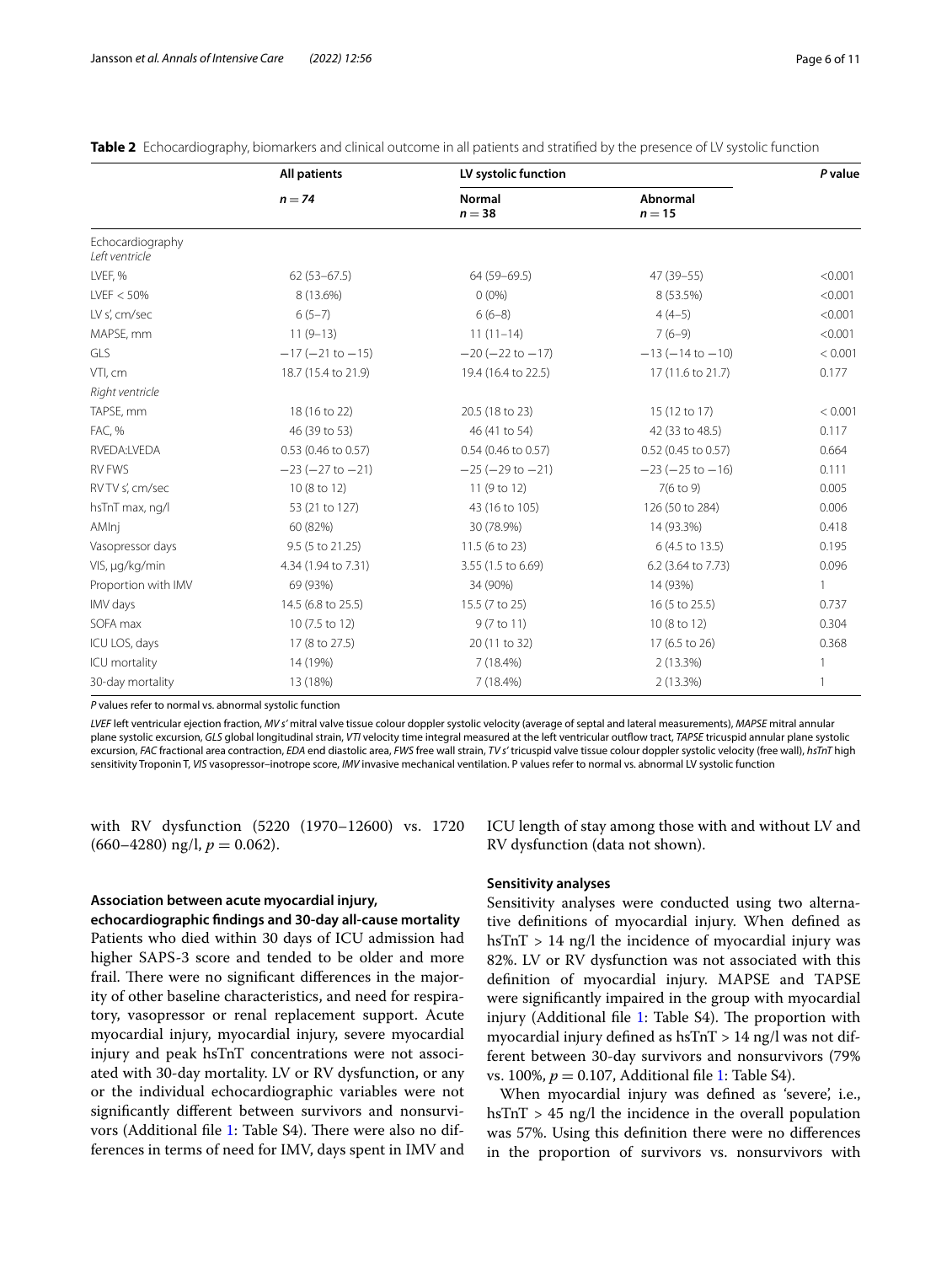**Table 2** Echocardiography, biomarkers and clinical outcome in all patients and stratified by the presence of LV systolic function

| | All patients | LV systolic function | | P value |
|---|---|---|---|---|
| | *n* = *74* | Normal *n* = 38 | Abnormal *n* = 15 | |
| Echocardiography *Left ventricle* | | | | |
| LVEF, % | 62 (53–67.5) | 64 (59–69.5) | 47 (39–55) | <0.001 |
| LVEF < 50% | 8 (13.6%) | 0 (0%) | 8 (53.5%) | <0.001 |
| LV s', cm/sec | 6 (5–7) | 6 (6–8) | 4 (4–5) | <0.001 |
| MAPSE, mm | 11 (9–13) | 11 (11–14) | 7 (6–9) | <0.001 |
| GLS | −17 (−21 to −15) | −20 (−22 to −17) | −13 (−14 to −10) | < 0.001 |
| VTI, cm | 18.7 (15.4 to 21.9) | 19.4 (16.4 to 22.5) | 17 (11.6 to 21.7) | 0.177 |
| *Right ventricle* | | | | |
| TAPSE, mm | 18 (16 to 22) | 20.5 (18 to 23) | 15 (12 to 17) | < 0.001 |
| FAC, % | 46 (39 to 53) | 46 (41 to 54) | 42 (33 to 48.5) | 0.117 |
| RVEDA:LVEDA | 0.53 (0.46 to 0.57) | 0.54 (0.46 to 0.57) | 0.52 (0.45 to 0.57) | 0.664 |
| RV FWS | −23 (−27 to −21) | −25 (−29 to −21) | −23 (−25 to −16) | 0.111 |
| RV TV s', cm/sec | 10 (8 to 12) | 11 (9 to 12) | 7(6 to 9) | 0.005 |
| hsTnT max, ng/l | 53 (21 to 127) | 43 (16 to 105) | 126 (50 to 284) | 0.006 |
| AMInj | 60 (82%) | 30 (78.9%) | 14 (93.3%) | 0.418 |
| Vasopressor days | 9.5 (5 to 21.25) | 11.5 (6 to 23) | 6 (4.5 to 13.5) | 0.195 |
| VIS, μg/kg/min | 4.34 (1.94 to 7.31) | 3.55 (1.5 to 6.69) | 6.2 (3.64 to 7.73) | 0.096 |
| Proportion with IMV | 69 (93%) | 34 (90%) | 14 (93%) | 1 |
| IMV days | 14.5 (6.8 to 25.5) | 15.5 (7 to 25) | 16 (5 to 25.5) | 0.737 |
| SOFA max | 10 (7.5 to 12) | 9 (7 to 11) | 10 (8 to 12) | 0.304 |
| ICU LOS, days | 17 (8 to 27.5) | 20 (11 to 32) | 17 (6.5 to 26) | 0.368 |
| ICU mortality | 14 (19%) | 7 (18.4%) | 2 (13.3%) | 1 |
| 30-day mortality | 13 (18%) | 7 (18.4%) | 2 (13.3%) | 1 |

*P* values refer to normal vs. abnormal systolic function

*LVEF* left ventricular ejection fraction, *MV s'* mitral valve tissue colour doppler systolic velocity (average of septal and lateral measurements), *MAPSE* mitral annular plane systolic excursion, *GLS* global longitudinal strain, *VTI* velocity time integral measured at the left ventricular outflow tract, *TAPSE* tricuspid annular plane systolic excursion, *FAC* fractional area contraction, *EDA* end diastolic area, *FWS* free wall strain, *TV s'* tricuspid valve tissue colour doppler systolic velocity (free wall), *hsTnT* high sensitivity Troponin T, *VIS* vasopressor–inotrope score, *IMV* invasive mechanical ventilation. P values refer to normal vs. abnormal LV systolic function

with RV dysfunction (5220 (1970–12600) vs. 1720 (660–4280) ng/l, $p = 0.062$).

### Association between acute myocardial injury, echocardiographic findings and 30-day all-cause mortality

Patients who died within 30 days of ICU admission had higher SAPS-3 score and tended to be older and more frail. There were no significant differences in the majority of other baseline characteristics, and need for respiratory, vasopressor or renal replacement support. Acute myocardial injury, myocardial injury, severe myocardial injury and peak hsTnT concentrations were not associated with 30-day mortality. LV or RV dysfunction, or any or the individual echocardiographic variables were not significantly different between survivors and nonsurvivors (Additional file 1: Table S4). There were also no differences in terms of need for IMV, days spent in IMV and ICU length of stay among those with and without LV and RV dysfunction (data not shown).

### Sensitivity analyses

Sensitivity analyses were conducted using two alternative definitions of myocardial injury. When defined as hsTnT > 14 ng/l the incidence of myocardial injury was 82%. LV or RV dysfunction was not associated with this definition of myocardial injury. MAPSE and TAPSE were significantly impaired in the group with myocardial injury (Additional file 1: Table S4). The proportion with myocardial injury defined as hsTnT > 14 ng/l was not different between 30-day survivors and nonsurvivors (79% vs. 100%, $p = 0.107$, Additional file 1: Table S4).

When myocardial injury was defined as 'severe', i.e., hsTnT > 45 ng/l the incidence in the overall population was 57%. Using this definition there were no differences in the proportion of survivors vs. nonsurvivors with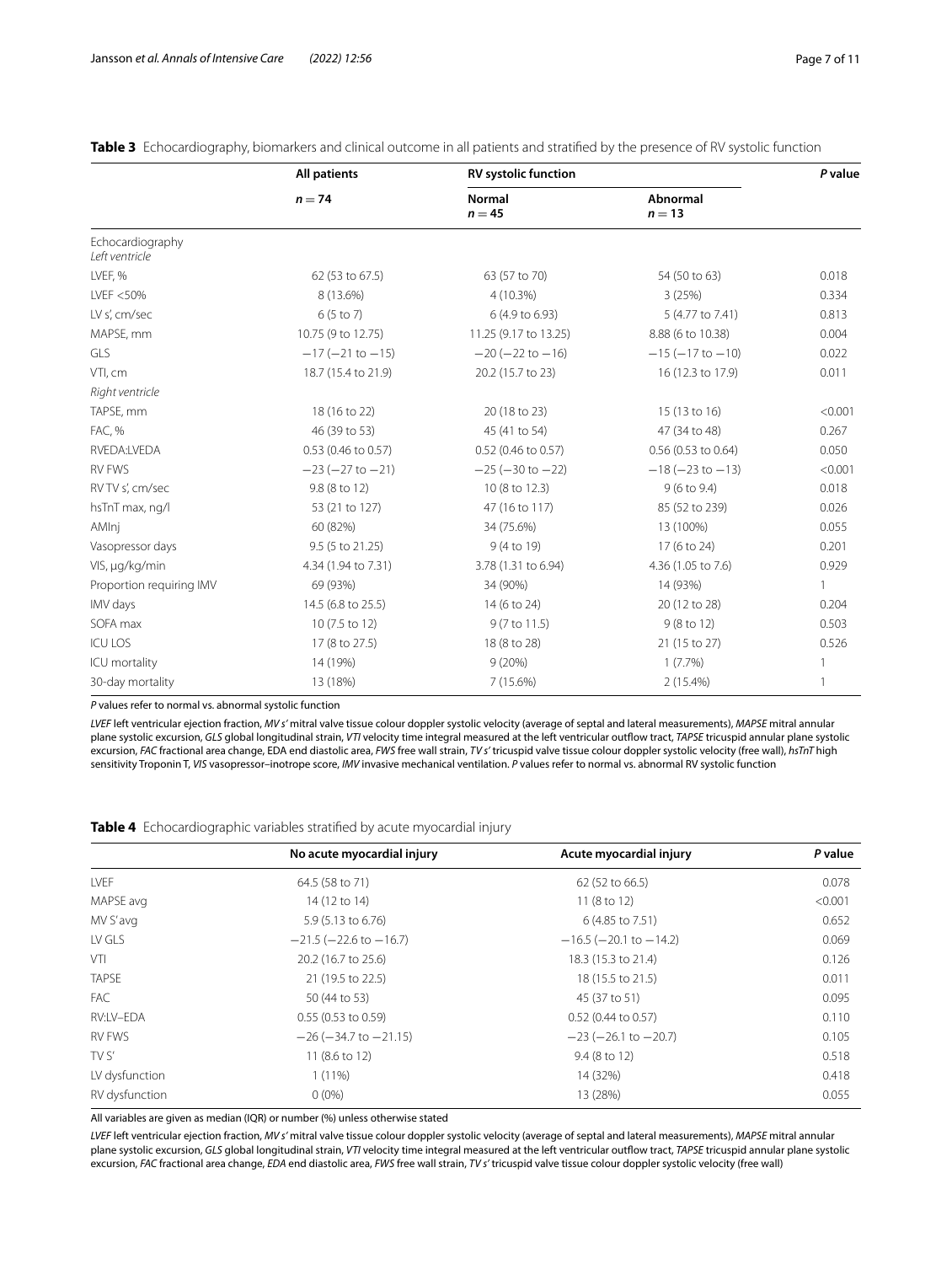**Table 3** Echocardiography, biomarkers and clinical outcome in all patients and stratified by the presence of RV systolic function

| | All patients | RV systolic function | | P value |
|---|---|---|---|---|
| | n = 74 | Normal n = 45 | Abnormal n = 13 | |
| Echocardiography *Left ventricle* | | | | |
| LVEF, % | 62 (53 to 67.5) | 63 (57 to 70) | 54 (50 to 63) | 0.018 |
| LVEF <50% | 8 (13.6%) | 4 (10.3%) | 3 (25%) | 0.334 |
| LV s', cm/sec | 6 (5 to 7) | 6 (4.9 to 6.93) | 5 (4.77 to 7.41) | 0.813 |
| MAPSE, mm | 10.75 (9 to 12.75) | 11.25 (9.17 to 13.25) | 8.88 (6 to 10.38) | 0.004 |
| GLS | −17 (−21 to −15) | −20 (−22 to −16) | −15 (−17 to −10) | 0.022 |
| VTI, cm | 18.7 (15.4 to 21.9) | 20.2 (15.7 to 23) | 16 (12.3 to 17.9) | 0.011 |
| *Right ventricle* | | | | |
| TAPSE, mm | 18 (16 to 22) | 20 (18 to 23) | 15 (13 to 16) | <0.001 |
| FAC, % | 46 (39 to 53) | 45 (41 to 54) | 47 (34 to 48) | 0.267 |
| RVEDA:LVEDA | 0.53 (0.46 to 0.57) | 0.52 (0.46 to 0.57) | 0.56 (0.53 to 0.64) | 0.050 |
| RV FWS | −23 (−27 to −21) | −25 (−30 to −22) | −18 (−23 to −13) | <0.001 |
| RV TV s', cm/sec | 9.8 (8 to 12) | 10 (8 to 12.3) | 9 (6 to 9.4) | 0.018 |
| hsTnT max, ng/l | 53 (21 to 127) | 47 (16 to 117) | 85 (52 to 239) | 0.026 |
| AMInj | 60 (82%) | 34 (75.6%) | 13 (100%) | 0.055 |
| Vasopressor days | 9.5 (5 to 21.25) | 9 (4 to 19) | 17 (6 to 24) | 0.201 |
| VIS, μg/kg/min | 4.34 (1.94 to 7.31) | 3.78 (1.31 to 6.94) | 4.36 (1.05 to 7.6) | 0.929 |
| Proportion requiring IMV | 69 (93%) | 34 (90%) | 14 (93%) | 1 |
| IMV days | 14.5 (6.8 to 25.5) | 14 (6 to 24) | 20 (12 to 28) | 0.204 |
| SOFA max | 10 (7.5 to 12) | 9 (7 to 11.5) | 9 (8 to 12) | 0.503 |
| ICU LOS | 17 (8 to 27.5) | 18 (8 to 28) | 21 (15 to 27) | 0.526 |
| ICU mortality | 14 (19%) | 9 (20%) | 1 (7.7%) | 1 |
| 30-day mortality | 13 (18%) | 7 (15.6%) | 2 (15.4%) | 1 |

*P* values refer to normal vs. abnormal systolic function

*LVEF* left ventricular ejection fraction, *MV s'* mitral valve tissue colour doppler systolic velocity (average of septal and lateral measurements), *MAPSE* mitral annular plane systolic excursion, *GLS* global longitudinal strain, *VTI* velocity time integral measured at the left ventricular outflow tract, *TAPSE* tricuspid annular plane systolic excursion, *FAC* fractional area change, EDA end diastolic area, *FWS* free wall strain, *TV s'* tricuspid valve tissue colour doppler systolic velocity (free wall), *hsTnT* high sensitivity Troponin T, *VIS* vasopressor–inotrope score, *IMV* invasive mechanical ventilation. *P* values refer to normal vs. abnormal RV systolic function

**Table 4** Echocardiographic variables stratified by acute myocardial injury

| | No acute myocardial injury | Acute myocardial injury | P value |
|---|---|---|---|
| LVEF | 64.5 (58 to 71) | 62 (52 to 66.5) | 0.078 |
| MAPSE avg | 14 (12 to 14) | 11 (8 to 12) | <0.001 |
| MV S'avg | 5.9 (5.13 to 6.76) | 6 (4.85 to 7.51) | 0.652 |
| LV GLS | −21.5 (−22.6 to −16.7) | −16.5 (−20.1 to −14.2) | 0.069 |
| VTI | 20.2 (16.7 to 25.6) | 18.3 (15.3 to 21.4) | 0.126 |
| TAPSE | 21 (19.5 to 22.5) | 18 (15.5 to 21.5) | 0.011 |
| FAC | 50 (44 to 53) | 45 (37 to 51) | 0.095 |
| RV:LV–EDA | 0.55 (0.53 to 0.59) | 0.52 (0.44 to 0.57) | 0.110 |
| RV FWS | −26 (−34.7 to −21.15) | −23 (−26.1 to −20.7) | 0.105 |
| TV S' | 11 (8.6 to 12) | 9.4 (8 to 12) | 0.518 |
| LV dysfunction | 1 (11%) | 14 (32%) | 0.418 |
| RV dysfunction | 0 (0%) | 13 (28%) | 0.055 |

All variables are given as median (IQR) or number (%) unless otherwise stated

*LVEF* left ventricular ejection fraction, *MV s'* mitral valve tissue colour doppler systolic velocity (average of septal and lateral measurements), *MAPSE* mitral annular plane systolic excursion, *GLS* global longitudinal strain, *VTI* velocity time integral measured at the left ventricular outflow tract, *TAPSE* tricuspid annular plane systolic excursion, *FAC* fractional area change, *EDA* end diastolic area, *FWS* free wall strain, *TV s'* tricuspid valve tissue colour doppler systolic velocity (free wall)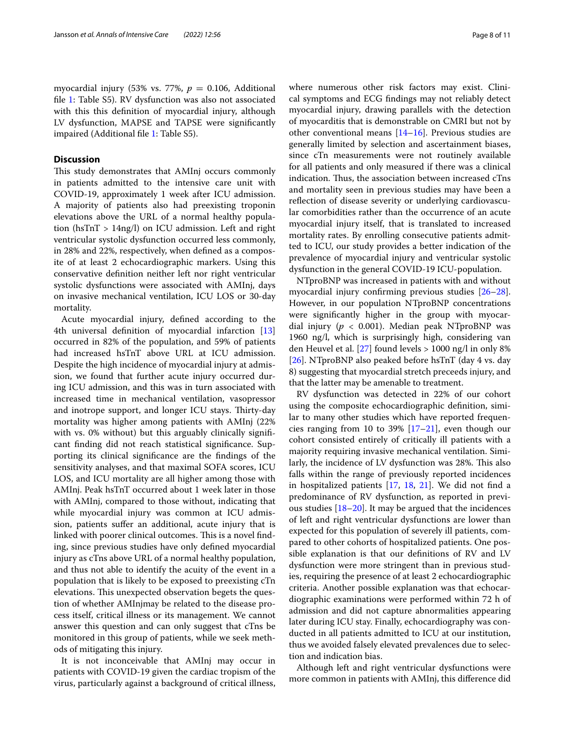myocardial injury (53% vs. 77%, $p = 0.106$, Additional file 1: Table S5). RV dysfunction was also not associated with this this definition of myocardial injury, although LV dysfunction, MAPSE and TAPSE were significantly impaired (Additional file 1: Table S5).

## Discussion

This study demonstrates that AMInj occurs commonly in patients admitted to the intensive care unit with COVID-19, approximately 1 week after ICU admission. A majority of patients also had preexisting troponin elevations above the URL of a normal healthy population (hsTnT > 14ng/l) on ICU admission. Left and right ventricular systolic dysfunction occurred less commonly, in 28% and 22%, respectively, when defined as a composite of at least 2 echocardiographic markers. Using this conservative definition neither left nor right ventricular systolic dysfunctions were associated with AMInj, days on invasive mechanical ventilation, ICU LOS or 30-day mortality.

Acute myocardial injury, defined according to the 4th universal definition of myocardial infarction [13] occurred in 82% of the population, and 59% of patients had increased hsTnT above URL at ICU admission. Despite the high incidence of myocardial injury at admission, we found that further acute injury occurred during ICU admission, and this was in turn associated with increased time in mechanical ventilation, vasopressor and inotrope support, and longer ICU stays. Thirty-day mortality was higher among patients with AMInj (22% with vs. 0% without) but this arguably clinically significant finding did not reach statistical significance. Supporting its clinical significance are the findings of the sensitivity analyses, and that maximal SOFA scores, ICU LOS, and ICU mortality are all higher among those with AMInj. Peak hsTnT occurred about 1 week later in those with AMInj, compared to those without, indicating that while myocardial injury was common at ICU admission, patients suffer an additional, acute injury that is linked with poorer clinical outcomes. This is a novel finding, since previous studies have only defined myocardial injury as cTns above URL of a normal healthy population, and thus not able to identify the acuity of the event in a population that is likely to be exposed to preexisting cTn elevations. This unexpected observation begets the question of whether AMInjmay be related to the disease process itself, critical illness or its management. We cannot answer this question and can only suggest that cTns be monitored in this group of patients, while we seek methods of mitigating this injury.

It is not inconceivable that AMInj may occur in patients with COVID-19 given the cardiac tropism of the virus, particularly against a background of critical illness, where numerous other risk factors may exist. Clinical symptoms and ECG findings may not reliably detect myocardial injury, drawing parallels with the detection of myocarditis that is demonstrable on CMRI but not by other conventional means [14–16]. Previous studies are generally limited by selection and ascertainment biases, since cTn measurements were not routinely available for all patients and only measured if there was a clinical indication. Thus, the association between increased cTns and mortality seen in previous studies may have been a reflection of disease severity or underlying cardiovascular comorbidities rather than the occurrence of an acute myocardial injury itself, that is translated to increased mortality rates. By enrolling consecutive patients admitted to ICU, our study provides a better indication of the prevalence of myocardial injury and ventricular systolic dysfunction in the general COVID-19 ICU-population.

NTproBNP was increased in patients with and without myocardial injury confirming previous studies [26–28]. However, in our population NTproBNP concentrations were significantly higher in the group with myocardial injury ($p < 0.001$). Median peak NTproBNP was 1960 ng/l, which is surprisingly high, considering van den Heuvel et al. [27] found levels > 1000 ng/l in only 8% [26]. NTproBNP also peaked before hsTnT (day 4 vs. day 8) suggesting that myocardial stretch preceeds injury, and that the latter may be amenable to treatment.

RV dysfunction was detected in 22% of our cohort using the composite echocardiographic definition, similar to many other studies which have reported frequencies ranging from 10 to 39% [17–21], even though our cohort consisted entirely of critically ill patients with a majority requiring invasive mechanical ventilation. Similarly, the incidence of LV dysfunction was 28%. This also falls within the range of previously reported incidences in hospitalized patients [17, 18, 21]. We did not find a predominance of RV dysfunction, as reported in previous studies [18–20]. It may be argued that the incidences of left and right ventricular dysfunctions are lower than expected for this population of severely ill patients, compared to other cohorts of hospitalized patients. One possible explanation is that our definitions of RV and LV dysfunction were more stringent than in previous studies, requiring the presence of at least 2 echocardiographic criteria. Another possible explanation was that echocardiographic examinations were performed within 72 h of admission and did not capture abnormalities appearing later during ICU stay. Finally, echocardiography was conducted in all patients admitted to ICU at our institution, thus we avoided falsely elevated prevalences due to selection and indication bias.

Although left and right ventricular dysfunctions were more common in patients with AMInj, this difference did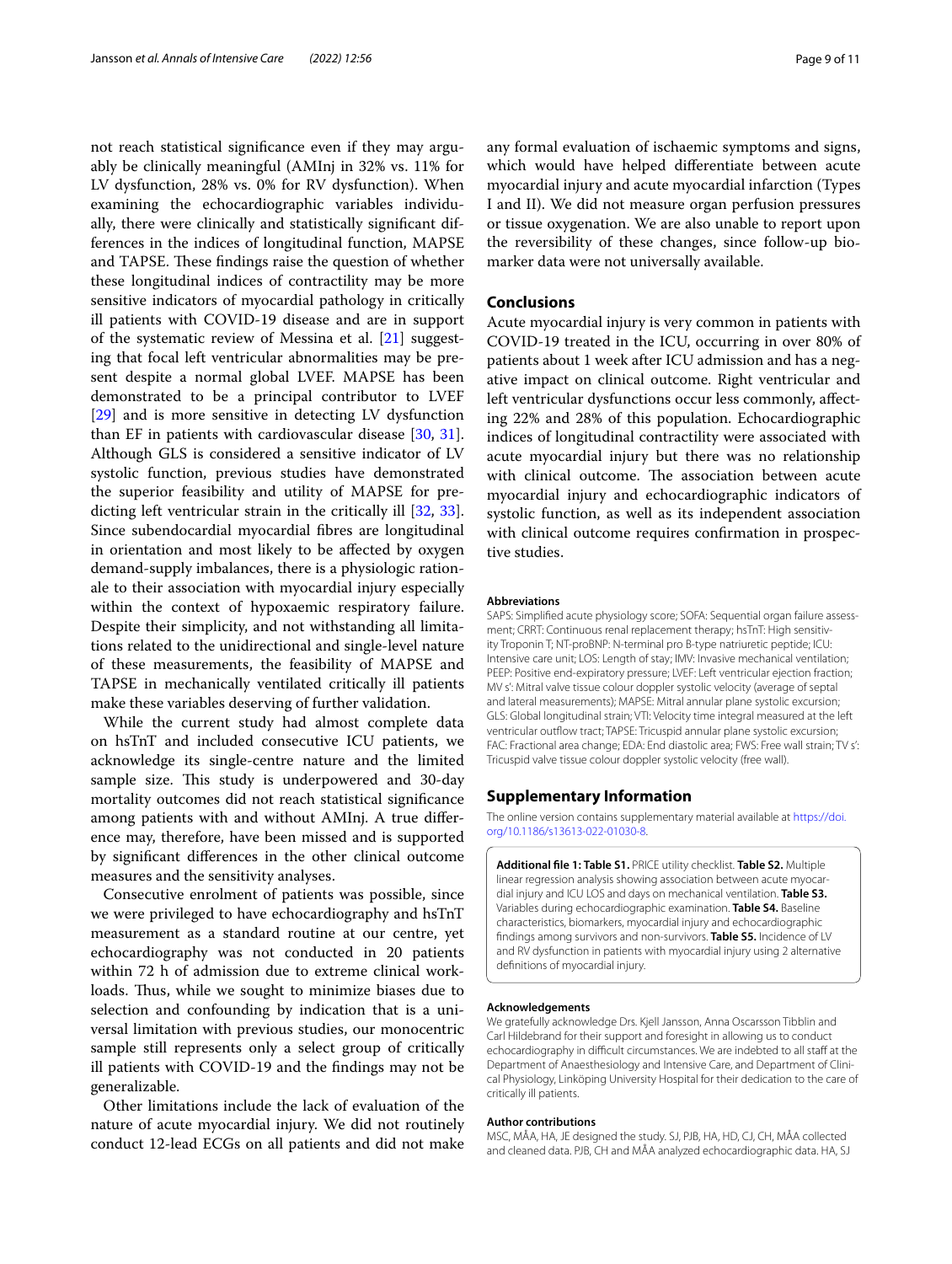not reach statistical significance even if they may arguably be clinically meaningful (AMInj in 32% vs. 11% for LV dysfunction, 28% vs. 0% for RV dysfunction). When examining the echocardiographic variables individually, there were clinically and statistically significant differences in the indices of longitudinal function, MAPSE and TAPSE. These findings raise the question of whether these longitudinal indices of contractility may be more sensitive indicators of myocardial pathology in critically ill patients with COVID-19 disease and are in support of the systematic review of Messina et al. [21] suggesting that focal left ventricular abnormalities may be present despite a normal global LVEF. MAPSE has been demonstrated to be a principal contributor to LVEF [29] and is more sensitive in detecting LV dysfunction than EF in patients with cardiovascular disease [30, 31]. Although GLS is considered a sensitive indicator of LV systolic function, previous studies have demonstrated the superior feasibility and utility of MAPSE for predicting left ventricular strain in the critically ill [32, 33]. Since subendocardial myocardial fibres are longitudinal in orientation and most likely to be affected by oxygen demand-supply imbalances, there is a physiologic rationale to their association with myocardial injury especially within the context of hypoxaemic respiratory failure. Despite their simplicity, and not withstanding all limitations related to the unidirectional and single-level nature of these measurements, the feasibility of MAPSE and TAPSE in mechanically ventilated critically ill patients make these variables deserving of further validation.

While the current study had almost complete data on hsTnT and included consecutive ICU patients, we acknowledge its single-centre nature and the limited sample size. This study is underpowered and 30-day mortality outcomes did not reach statistical significance among patients with and without AMInj. A true difference may, therefore, have been missed and is supported by significant differences in the other clinical outcome measures and the sensitivity analyses.

Consecutive enrolment of patients was possible, since we were privileged to have echocardiography and hsTnT measurement as a standard routine at our centre, yet echocardiography was not conducted in 20 patients within 72 h of admission due to extreme clinical workloads. Thus, while we sought to minimize biases due to selection and confounding by indication that is a universal limitation with previous studies, our monocentric sample still represents only a select group of critically ill patients with COVID-19 and the findings may not be generalizable.

Other limitations include the lack of evaluation of the nature of acute myocardial injury. We did not routinely conduct 12-lead ECGs on all patients and did not make any formal evaluation of ischaemic symptoms and signs, which would have helped differentiate between acute myocardial injury and acute myocardial infarction (Types I and II). We did not measure organ perfusion pressures or tissue oxygenation. We are also unable to report upon the reversibility of these changes, since follow-up biomarker data were not universally available.

## Conclusions

Acute myocardial injury is very common in patients with COVID-19 treated in the ICU, occurring in over 80% of patients about 1 week after ICU admission and has a negative impact on clinical outcome. Right ventricular and left ventricular dysfunctions occur less commonly, affecting 22% and 28% of this population. Echocardiographic indices of longitudinal contractility were associated with acute myocardial injury but there was no relationship with clinical outcome. The association between acute myocardial injury and echocardiographic indicators of systolic function, as well as its independent association with clinical outcome requires confirmation in prospective studies.

#### Abbreviations

SAPS: Simplified acute physiology score; SOFA: Sequential organ failure assessment; CRRT: Continuous renal replacement therapy; hsTnT: High sensitivity Troponin T; NT-proBNP: N-terminal pro B-type natriuretic peptide; ICU: Intensive care unit; LOS: Length of stay; IMV: Invasive mechanical ventilation; PEEP: Positive end-expiratory pressure; LVEF: Left ventricular ejection fraction; MV s′: Mitral valve tissue colour doppler systolic velocity (average of septal and lateral measurements); MAPSE: Mitral annular plane systolic excursion; GLS: Global longitudinal strain; VTI: Velocity time integral measured at the left ventricular outflow tract; TAPSE: Tricuspid annular plane systolic excursion; FAC: Fractional area change; EDA: End diastolic area; FWS: Free wall strain; TV s′: Tricuspid valve tissue colour doppler systolic velocity (free wall).

## Supplementary Information

The online version contains supplementary material available at https://doi.org/10.1186/s13613-022-01030-8.

**Additional file 1: Table S1.** PRICE utility checklist. **Table S2.** Multiple linear regression analysis showing association between acute myocardial injury and ICU LOS and days on mechanical ventilation. **Table S3.** Variables during echocardiographic examination. **Table S4.** Baseline characteristics, biomarkers, myocardial injury and echocardiographic findings among survivors and non-survivors. **Table S5.** Incidence of LV and RV dysfunction in patients with myocardial injury using 2 alternative definitions of myocardial injury.

#### Acknowledgements

We gratefully acknowledge Drs. Kjell Jansson, Anna Oscarsson Tibblin and Carl Hildebrand for their support and foresight in allowing us to conduct echocardiography in difficult circumstances. We are indebted to all staff at the Department of Anaesthesiology and Intensive Care, and Department of Clinical Physiology, Linköping University Hospital for their dedication to the care of critically ill patients.

#### Author contributions

MSC, MÅA, HA, JE designed the study. SJ, PJB, HA, HD, CJ, CH, MÅA collected and cleaned data. PJB, CH and MÅA analyzed echocardiographic data. HA, SJ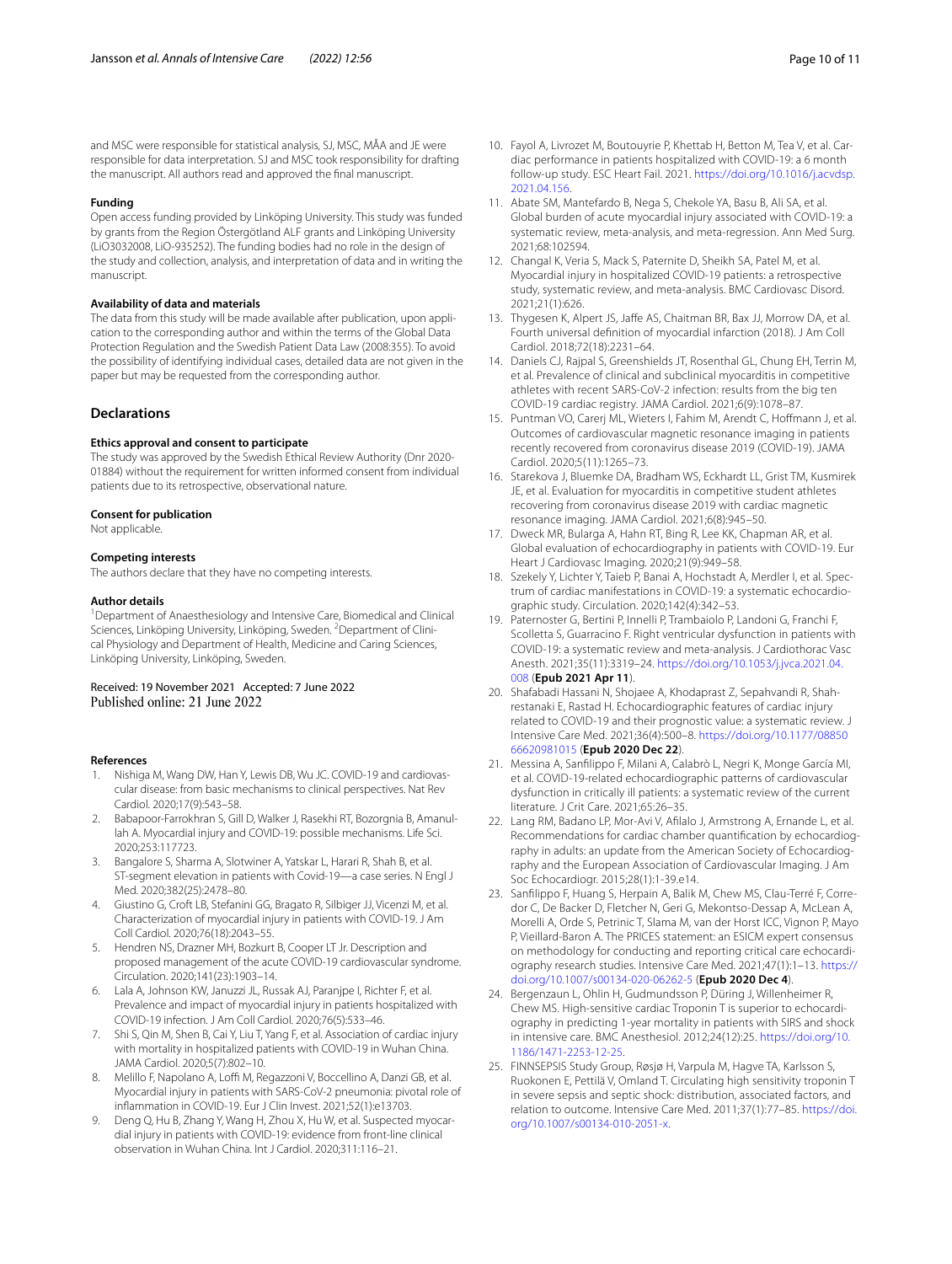and MSC were responsible for statistical analysis, SJ, MSC, MÅA and JE were responsible for data interpretation. SJ and MSC took responsibility for drafting the manuscript. All authors read and approved the final manuscript.

#### Funding

Open access funding provided by Linköping University. This study was funded by grants from the Region Östergötland ALF grants and Linköping University (LiO3032008, LiO-935252). The funding bodies had no role in the design of the study and collection, analysis, and interpretation of data and in writing the manuscript.

#### Availability of data and materials

The data from this study will be made available after publication, upon application to the corresponding author and within the terms of the Global Data Protection Regulation and the Swedish Patient Data Law (2008:355). To avoid the possibility of identifying individual cases, detailed data are not given in the paper but may be requested from the corresponding author.

## Declarations

#### Ethics approval and consent to participate

The study was approved by the Swedish Ethical Review Authority (Dnr 2020-01884) without the requirement for written informed consent from individual patients due to its retrospective, observational nature.

#### Consent for publication

Not applicable.

#### Competing interests

The authors declare that they have no competing interests.

#### Author details

[1]Department of Anaesthesiology and Intensive Care, Biomedical and Clinical Sciences, Linköping University, Linköping, Sweden. [2]Department of Clinical Physiology and Department of Health, Medicine and Caring Sciences, Linköping University, Linköping, Sweden.

Received: 19 November 2021 Accepted: 7 June 2022
Published online: 21 June 2022

#### References

1. Nishiga M, Wang DW, Han Y, Lewis DB, Wu JC. COVID-19 and cardiovascular disease: from basic mechanisms to clinical perspectives. Nat Rev Cardiol. 2020;17(9):543–58.
2. Babapoor-Farrokhran S, Gill D, Walker J, Rasekhi RT, Bozorgnia B, Amanullah A. Myocardial injury and COVID-19: possible mechanisms. Life Sci. 2020;253:117723.
3. Bangalore S, Sharma A, Slotwiner A, Yatskar L, Harari R, Shah B, et al. ST-segment elevation in patients with Covid-19—a case series. N Engl J Med. 2020;382(25):2478–80.
4. Giustino G, Croft LB, Stefanini GG, Bragato R, Silbiger JJ, Vicenzi M, et al. Characterization of myocardial injury in patients with COVID-19. J Am Coll Cardiol. 2020;76(18):2043–55.
5. Hendren NS, Drazner MH, Bozkurt B, Cooper LT Jr. Description and proposed management of the acute COVID-19 cardiovascular syndrome. Circulation. 2020;141(23):1903–14.
6. Lala A, Johnson KW, Januzzi JL, Russak AJ, Paranjpe I, Richter F, et al. Prevalence and impact of myocardial injury in patients hospitalized with COVID-19 infection. J Am Coll Cardiol. 2020;76(5):533–46.
7. Shi S, Qin M, Shen B, Cai Y, Liu T, Yang F, et al. Association of cardiac injury with mortality in hospitalized patients with COVID-19 in Wuhan China. JAMA Cardiol. 2020;5(7):802–10.
8. Melillo F, Napolano A, Loffi M, Regazzoni V, Boccellino A, Danzi GB, et al. Myocardial injury in patients with SARS-CoV-2 pneumonia: pivotal role of inflammation in COVID-19. Eur J Clin Invest. 2021;52(1):e13703.
9. Deng Q, Hu B, Zhang Y, Wang H, Zhou X, Hu W, et al. Suspected myocardial injury in patients with COVID-19: evidence from front-line clinical observation in Wuhan China. Int J Cardiol. 2020;311:116–21.
10. Fayol A, Livrozet M, Boutouyrie P, Khettab H, Betton M, Tea V, et al. Cardiac performance in patients hospitalized with COVID-19: a 6 month follow-up study. ESC Heart Fail. 2021. https://doi.org/10.1016/j.acvdsp.2021.04.156.
11. Abate SM, Mantefardo B, Nega S, Chekole YA, Basu B, Ali SA, et al. Global burden of acute myocardial injury associated with COVID-19: a systematic review, meta-analysis, and meta-regression. Ann Med Surg. 2021;68:102594.
12. Changal K, Veria S, Mack S, Paternite D, Sheikh SA, Patel M, et al. Myocardial injury in hospitalized COVID-19 patients: a retrospective study, systematic review, and meta-analysis. BMC Cardiovasc Disord. 2021;21(1):626.
13. Thygesen K, Alpert JS, Jaffe AS, Chaitman BR, Bax JJ, Morrow DA, et al. Fourth universal definition of myocardial infarction (2018). J Am Coll Cardiol. 2018;72(18):2231–64.
14. Daniels CJ, Rajpal S, Greenshields JT, Rosenthal GL, Chung EH, Terrin M, et al. Prevalence of clinical and subclinical myocarditis in competitive athletes with recent SARS-CoV-2 infection: results from the big ten COVID-19 cardiac registry. JAMA Cardiol. 2021;6(9):1078–87.
15. Puntman VO, Carerj ML, Wieters I, Fahim M, Arendt C, Hoffmann J, et al. Outcomes of cardiovascular magnetic resonance imaging in patients recently recovered from coronavirus disease 2019 (COVID-19). JAMA Cardiol. 2020;5(11):1265–73.
16. Starekova J, Bluemke DA, Bradham WS, Eckhardt LL, Grist TM, Kusmirek JE, et al. Evaluation for myocarditis in competitive student athletes recovering from coronavirus disease 2019 with cardiac magnetic resonance imaging. JAMA Cardiol. 2021;6(8):945–50.
17. Dweck MR, Bularga A, Hahn RT, Bing R, Lee KK, Chapman AR, et al. Global evaluation of echocardiography in patients with COVID-19. Eur Heart J Cardiovasc Imaging. 2020;21(9):949–58.
18. Szekely Y, Lichter Y, Taieb P, Banai A, Hochstadt A, Merdler I, et al. Spectrum of cardiac manifestations in COVID-19: a systematic echocardiographic study. Circulation. 2020;142(4):342–53.
19. Paternoster G, Bertini P, Innelli P, Trambaiolo P, Landoni G, Franchi F, Scolletta S, Guarracino F. Right ventricular dysfunction in patients with COVID-19: a systematic review and meta-analysis. J Cardiothorac Vasc Anesth. 2021;35(11):3319–24. https://doi.org/10.1053/j.jvca.2021.04.008 (**Epub 2021 Apr 11**).
20. Shafabadi Hassani N, Shojaee A, Khodaprast Z, Sepahvandi R, Shahrestanaki E, Rastad H. Echocardiographic features of cardiac injury related to COVID-19 and their prognostic value: a systematic review. J Intensive Care Med. 2021;36(4):500–8. https://doi.org/10.1177/0885066620981015 (**Epub 2020 Dec 22**).
21. Messina A, Sanfilippo F, Milani A, Calabrò L, Negri K, Monge García MI, et al. COVID-19-related echocardiographic patterns of cardiovascular dysfunction in critically ill patients: a systematic review of the current literature. J Crit Care. 2021;65:26–35.
22. Lang RM, Badano LP, Mor-Avi V, Afilalo J, Armstrong A, Ernande L, et al. Recommendations for cardiac chamber quantification by echocardiography in adults: an update from the American Society of Echocardiography and the European Association of Cardiovascular Imaging. J Am Soc Echocardiogr. 2015;28(1):1-39.e14.
23. Sanfilippo F, Huang S, Herpain A, Balik M, Chew MS, Clau-Terré F, Corredor C, De Backer D, Fletcher N, Geri G, Mekontso-Dessap A, McLean A, Morelli A, Orde S, Petrinic T, Slama M, van der Horst ICC, Vignon P, Mayo P, Vieillard-Baron A. The PRICES statement: an ESICM expert consensus on methodology for conducting and reporting critical care echocardiography research studies. Intensive Care Med. 2021;47(1):1–13. https://doi.org/10.1007/s00134-020-06262-5 (**Epub 2020 Dec 4**).
24. Bergenzaun L, Ohlin H, Gudmundsson P, Düring J, Willenheimer R, Chew MS. High-sensitive cardiac Troponin T is superior to echocardiography in predicting 1-year mortality in patients with SIRS and shock in intensive care. BMC Anesthesiol. 2012;24(12):25. https://doi.org/10.1186/1471-2253-12-25.
25. FINNSEPSIS Study Group, Røsjø H, Varpula M, Hagve TA, Karlsson S, Ruokonen E, Pettilä V, Omland T. Circulating high sensitivity troponin T in severe sepsis and septic shock: distribution, associated factors, and relation to outcome. Intensive Care Med. 2011;37(1):77–85. https://doi.org/10.1007/s00134-010-2051-x.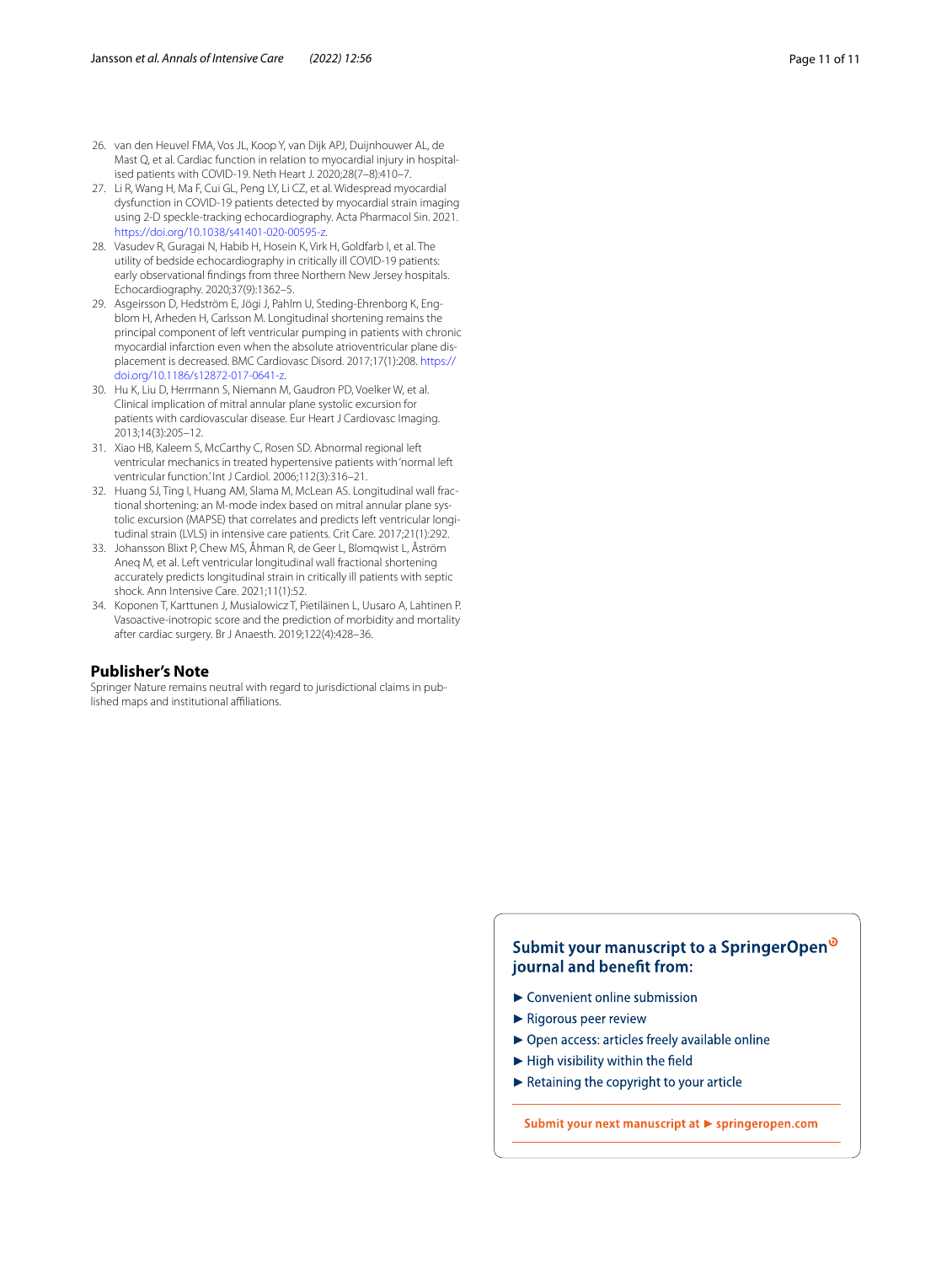26. van den Heuvel FMA, Vos JL, Koop Y, van Dijk APJ, Duijnhouwer AL, de Mast Q, et al. Cardiac function in relation to myocardial injury in hospitalised patients with COVID-19. Neth Heart J. 2020;28(7–8):410–7.
27. Li R, Wang H, Ma F, Cui GL, Peng LY, Li CZ, et al. Widespread myocardial dysfunction in COVID-19 patients detected by myocardial strain imaging using 2-D speckle-tracking echocardiography. Acta Pharmacol Sin. 2021. https://doi.org/10.1038/s41401-020-00595-z.
28. Vasudev R, Guragai N, Habib H, Hosein K, Virk H, Goldfarb I, et al. The utility of bedside echocardiography in critically ill COVID-19 patients: early observational findings from three Northern New Jersey hospitals. Echocardiography. 2020;37(9):1362–5.
29. Asgeirsson D, Hedström E, Jögi J, Pahlm U, Steding-Ehrenborg K, Engblom H, Arheden H, Carlsson M. Longitudinal shortening remains the principal component of left ventricular pumping in patients with chronic myocardial infarction even when the absolute atrioventricular plane displacement is decreased. BMC Cardiovasc Disord. 2017;17(1):208. https://doi.org/10.1186/s12872-017-0641-z.
30. Hu K, Liu D, Herrmann S, Niemann M, Gaudron PD, Voelker W, et al. Clinical implication of mitral annular plane systolic excursion for patients with cardiovascular disease. Eur Heart J Cardiovasc Imaging. 2013;14(3):205–12.
31. Xiao HB, Kaleem S, McCarthy C, Rosen SD. Abnormal regional left ventricular mechanics in treated hypertensive patients with 'normal left ventricular function.' Int J Cardiol. 2006;112(3):316–21.
32. Huang SJ, Ting I, Huang AM, Slama M, McLean AS. Longitudinal wall fractional shortening: an M-mode index based on mitral annular plane systolic excursion (MAPSE) that correlates and predicts left ventricular longitudinal strain (LVLS) in intensive care patients. Crit Care. 2017;21(1):292.
33. Johansson Blixt P, Chew MS, Åhman R, de Geer L, Blomqwist L, Åström Aneq M, et al. Left ventricular longitudinal wall fractional shortening accurately predicts longitudinal strain in critically ill patients with septic shock. Ann Intensive Care. 2021;11(1):52.
34. Koponen T, Karttunen J, Musialowicz T, Pietiläinen L, Uusaro A, Lahtinen P. Vasoactive-inotropic score and the prediction of morbidity and mortality after cardiac surgery. Br J Anaesth. 2019;122(4):428–36.

## Publisher's Note

Springer Nature remains neutral with regard to jurisdictional claims in published maps and institutional affiliations.

**Submit your manuscript to a SpringerOpen journal and benefit from:**

- ► Convenient online submission
- ► Rigorous peer review
- ► Open access: articles freely available online
- ► High visibility within the field
- ► Retaining the copyright to your article

**Submit your next manuscript at ► springeropen.com**